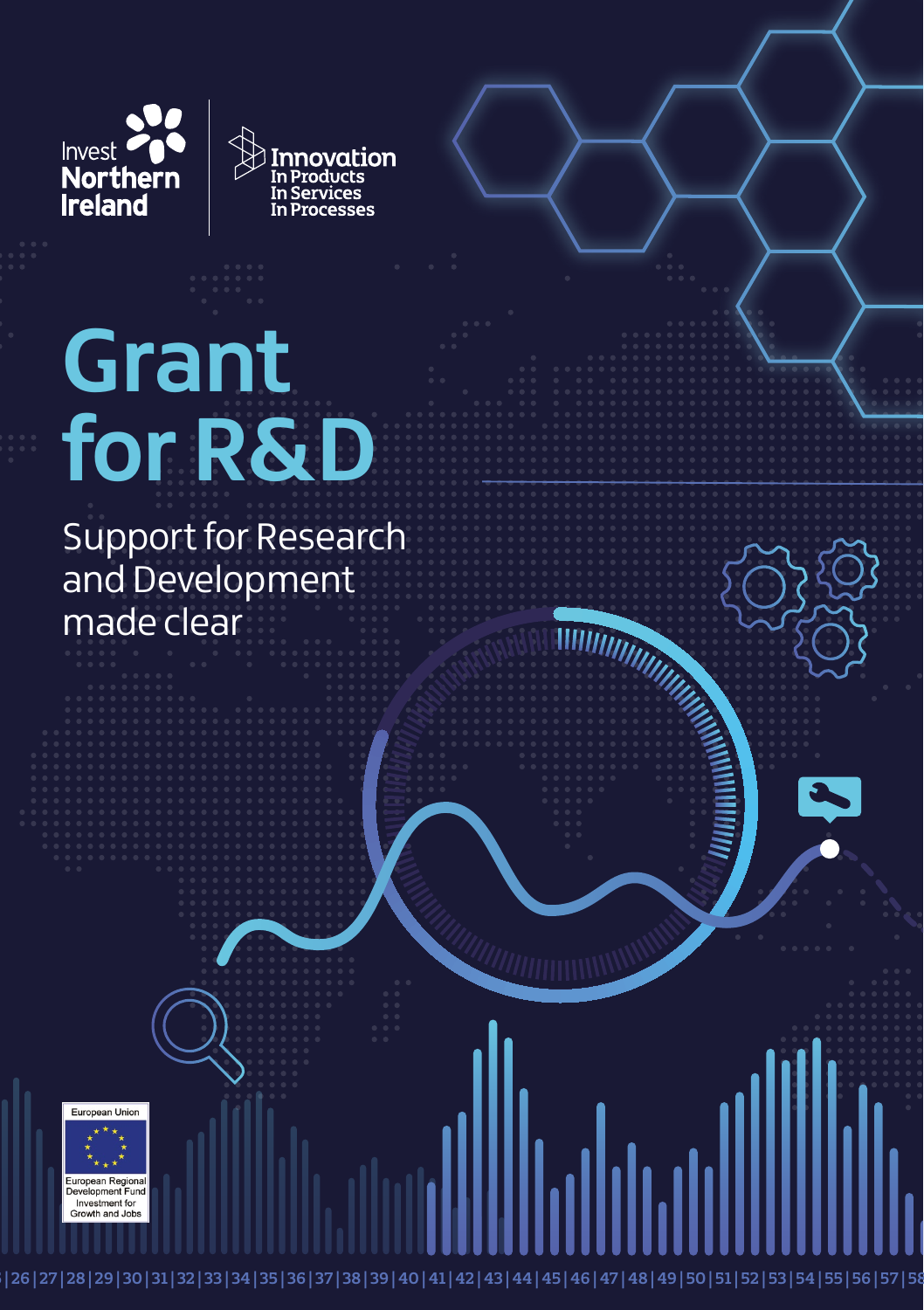Invest Northern Ireland

Innovation
In Products
In Services
In Processes

# Grant for R&D

Support for Research and Development made clear

European Union
European Regional Development Fund
Investment for Growth and Jobs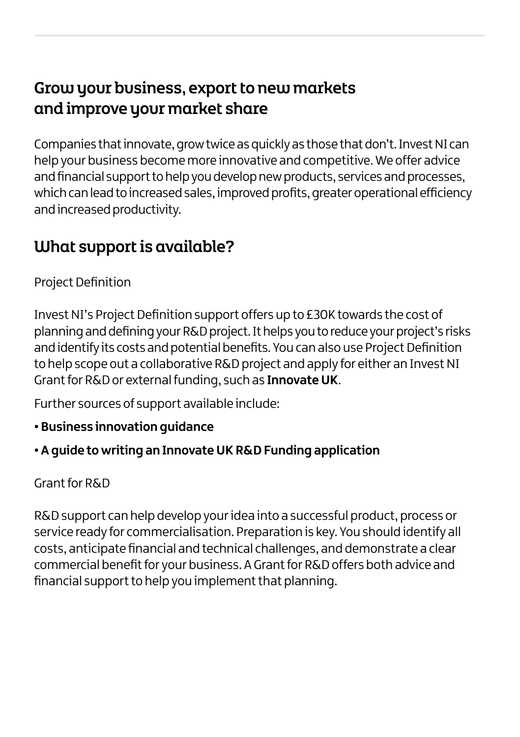## Grow your business, export to new markets and improve your market share

Companies that innovate, grow twice as quickly as those that don't. Invest NI can help your business become more innovative and competitive. We offer advice and financial support to help you develop new products, services and processes, which can lead to increased sales, improved profits, greater operational efficiency and increased productivity.

## What support is available?

Project Definition

Invest NI's Project Definition support offers up to £30K towards the cost of planning and defining your R&D project. It helps you to reduce your project's risks and identify its costs and potential benefits. You can also use Project Definition to help scope out a collaborative R&D project and apply for either an Invest NI Grant for R&D or external funding, such as **Innovate UK**.

Further sources of support available include:

- **Business innovation guidance**
- **A guide to writing an Innovate UK R&D Funding application**

Grant for R&D

R&D support can help develop your idea into a successful product, process or service ready for commercialisation. Preparation is key. You should identify all costs, anticipate financial and technical challenges, and demonstrate a clear commercial benefit for your business. A Grant for R&D offers both advice and financial support to help you implement that planning.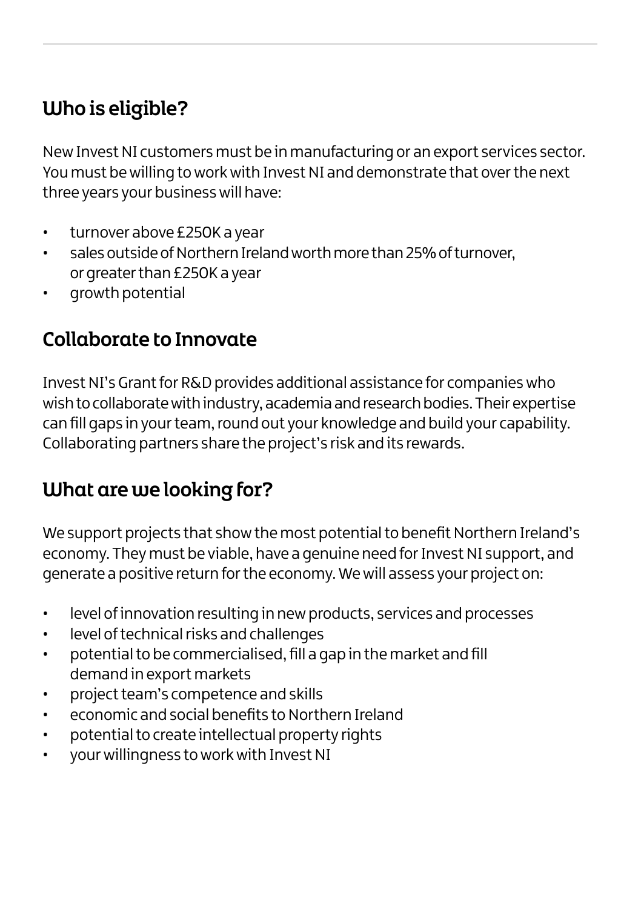## Who is eligible?

New Invest NI customers must be in manufacturing or an export services sector. You must be willing to work with Invest NI and demonstrate that over the next three years your business will have:

- turnover above £250K a year
- sales outside of Northern Ireland worth more than 25% of turnover, or greater than £250K a year
- growth potential

## Collaborate to Innovate

Invest NI's Grant for R&D provides additional assistance for companies who wish to collaborate with industry, academia and research bodies. Their expertise can fill gaps in your team, round out your knowledge and build your capability. Collaborating partners share the project's risk and its rewards.

## What are we looking for?

We support projects that show the most potential to benefit Northern Ireland's economy. They must be viable, have a genuine need for Invest NI support, and generate a positive return for the economy. We will assess your project on:

- level of innovation resulting in new products, services and processes
- level of technical risks and challenges
- potential to be commercialised, fill a gap in the market and fill demand in export markets
- project team's competence and skills
- economic and social benefits to Northern Ireland
- potential to create intellectual property rights
- your willingness to work with Invest NI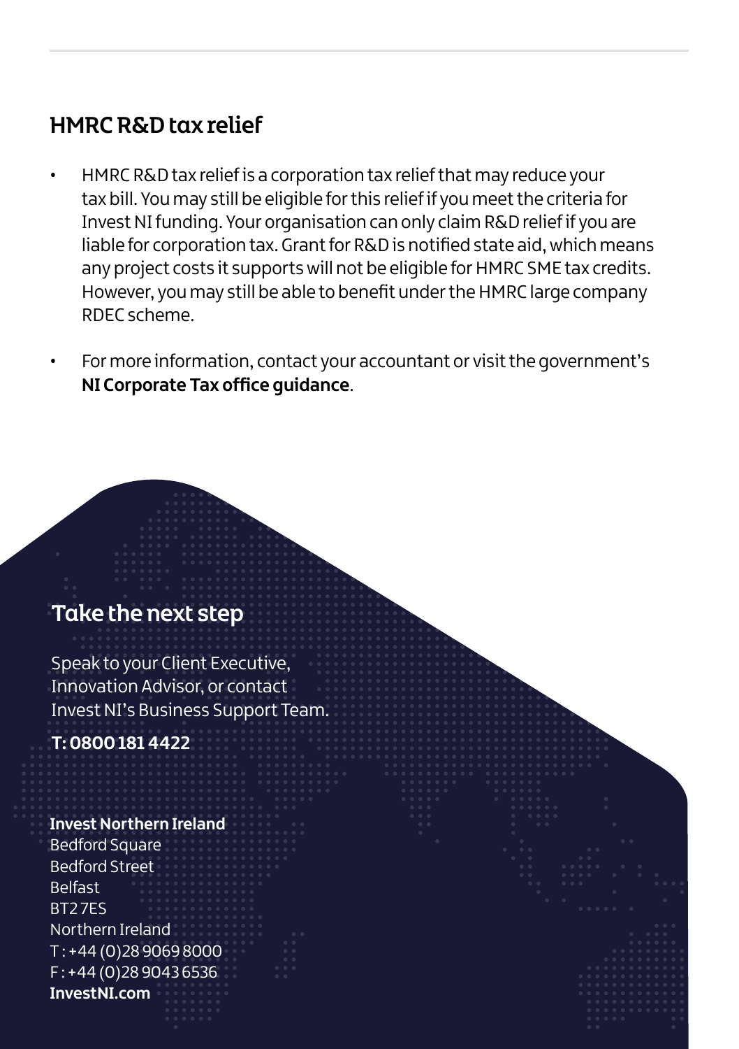## HMRC R&D tax relief

- HMRC R&D tax relief is a corporation tax relief that may reduce your tax bill. You may still be eligible for this relief if you meet the criteria for Invest NI funding. Your organisation can only claim R&D relief if you are liable for corporation tax. Grant for R&D is notified state aid, which means any project costs it supports will not be eligible for HMRC SME tax credits. However, you may still be able to benefit under the HMRC large company RDEC scheme.
- For more information, contact your accountant or visit the government's **NI Corporate Tax office guidance**.

## Take the next step

Speak to your Client Executive, Innovation Advisor, or contact Invest NI's Business Support Team.

**T: 0800 181 4422**

**Invest Northern Ireland**
Bedford Square
Bedford Street
Belfast
BT2 7ES
Northern Ireland
T : +44 (0)28 9069 8000
F : +44 (0)28 9043 6536
**InvestNI.com**